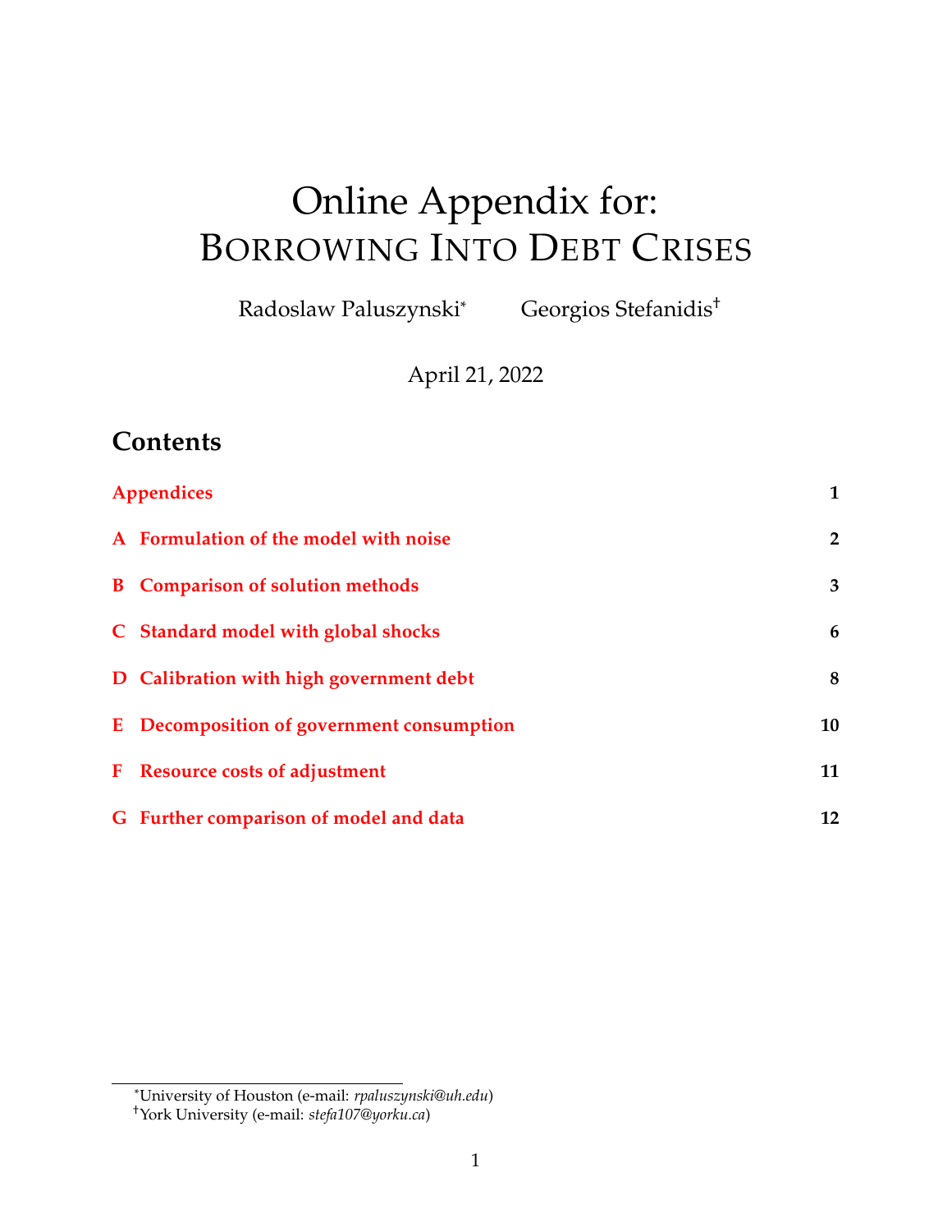# Online Appendix for: BORROWING INTO DEBT CRISES

Radoslaw Paluszynski[*] Georgios Stefanidis[†]

April 21, 2022

## Contents

| | |
|---|---|
| **Appendices** | **1** |
| **A Formulation of the model with noise** | **2** |
| **B Comparison of solution methods** | **3** |
| **C Standard model with global shocks** | **6** |
| **D Calibration with high government debt** | **8** |
| **E Decomposition of government consumption** | **10** |
| **F Resource costs of adjustment** | **11** |
| **G Further comparison of model and data** | **12** |

[*] University of Houston (e-mail: *rpaluszynski@uh.edu*)

[†] York University (e-mail: *stefa107@yorku.ca*)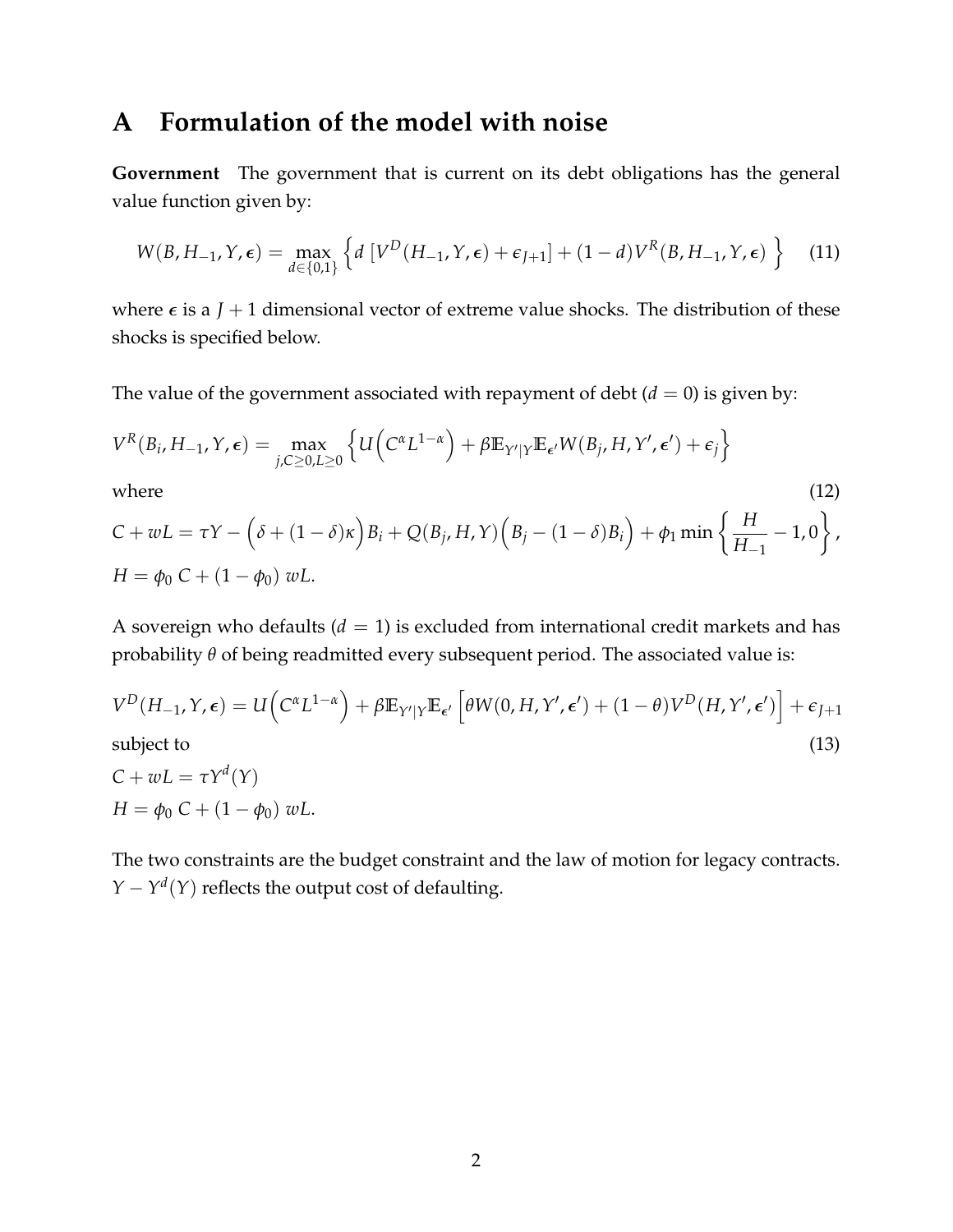# A Formulation of the model with noise

**Government** The government that is current on its debt obligations has the general value function given by:

$$W(B, H_{-1}, Y, \boldsymbol{\epsilon}) = \max_{d \in \{0,1\}} \left\{ d\,[V^D(H_{-1}, Y, \boldsymbol{\epsilon}) + \epsilon_{J+1}] + (1-d) V^R(B, H_{-1}, Y, \boldsymbol{\epsilon}) \right\} \tag{11}$$

where $\boldsymbol{\epsilon}$ is a $J+1$ dimensional vector of extreme value shocks. The distribution of these shocks is specified below.

The value of the government associated with repayment of debt ($d = 0$) is given by:

$$V^R(B_i, H_{-1}, Y, \boldsymbol{\epsilon}) = \max_{j, C \geq 0, L \geq 0} \left\{ U\Big(C^\alpha L^{1-\alpha}\Big) + \beta \mathbb{E}_{Y'|Y} \mathbb{E}_{\boldsymbol{\epsilon}'} W(B_j, H, Y', \boldsymbol{\epsilon}') + \epsilon_j \right\}$$

where (12)

$$C + wL = \tau Y - \Big(\delta + (1-\delta)\kappa\Big) B_i + Q(B_j, H, Y)\Big(B_j - (1-\delta) B_i\Big) + \phi_1 \min\left\{\frac{H}{H_{-1}} - 1, 0\right\},$$

$$H = \phi_0\, C + (1-\phi_0)\, wL.$$

A sovereign who defaults ($d = 1$) is excluded from international credit markets and has probability $\theta$ of being readmitted every subsequent period. The associated value is:

$$V^D(H_{-1}, Y, \boldsymbol{\epsilon}) = U\Big(C^\alpha L^{1-\alpha}\Big) + \beta \mathbb{E}_{Y'|Y} \mathbb{E}_{\boldsymbol{\epsilon}'} \Big[\theta W(0, H, Y', \boldsymbol{\epsilon}') + (1-\theta) V^D(H, Y', \boldsymbol{\epsilon}')\Big] + \epsilon_{J+1}$$

subject to (13)

$$C + wL = \tau Y^d(Y)$$

$$H = \phi_0\, C + (1-\phi_0)\, wL.$$

The two constraints are the budget constraint and the law of motion for legacy contracts. $Y - Y^d(Y)$ reflects the output cost of defaulting.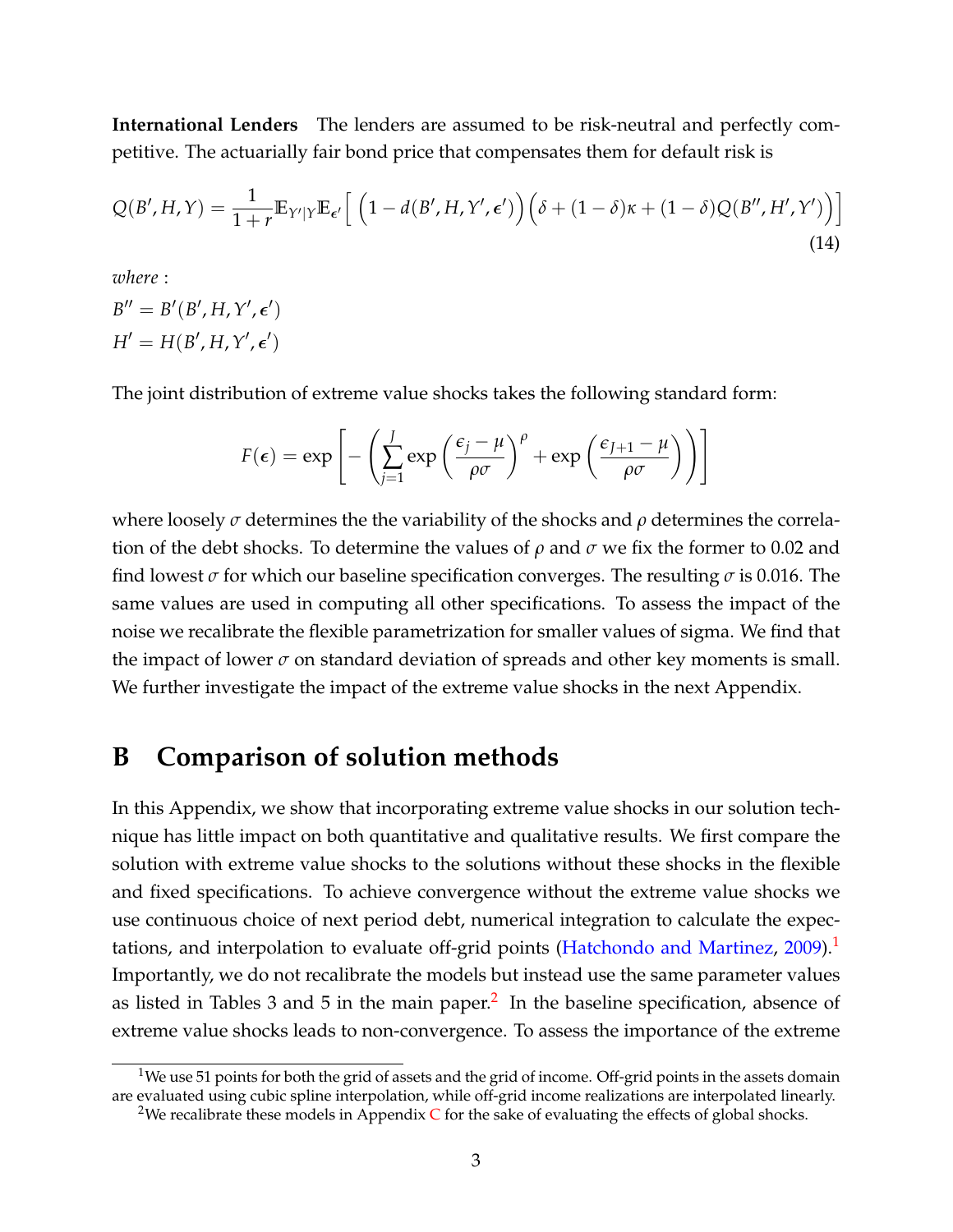**International Lenders** The lenders are assumed to be risk-neutral and perfectly competitive. The actuarially fair bond price that compensates them for default risk is

$$Q(B', H, Y) = \frac{1}{1+r}\mathbb{E}_{Y'|Y}\mathbb{E}_{\epsilon'}\Big[\Big(1 - d(B', H, Y', \epsilon')\Big)\Big(\delta + (1-\delta)\kappa + (1-\delta)Q(B'', H', Y')\Big)\Big] \tag{14}$$

*where* :

$B'' = B'(B', H, Y', \boldsymbol{\epsilon}')$

$H' = H(B', H, Y', \boldsymbol{\epsilon}')$

The joint distribution of extreme value shocks takes the following standard form:

$$F(\boldsymbol{\epsilon}) = \exp\left[-\left(\sum_{j=1}^{J}\exp\left(\frac{\epsilon_j - \mu}{\rho\sigma}\right)^{\rho} + \exp\left(\frac{\epsilon_{J+1} - \mu}{\rho\sigma}\right)\right)\right]$$

where loosely $\sigma$ determines the the variability of the shocks and $\rho$ determines the correlation of the debt shocks. To determine the values of $\rho$ and $\sigma$ we fix the former to 0.02 and find lowest $\sigma$ for which our baseline specification converges. The resulting $\sigma$ is 0.016. The same values are used in computing all other specifications. To assess the impact of the noise we recalibrate the flexible parametrization for smaller values of sigma. We find that the impact of lower $\sigma$ on standard deviation of spreads and other key moments is small. We further investigate the impact of the extreme value shocks in the next Appendix.

# B Comparison of solution methods

In this Appendix, we show that incorporating extreme value shocks in our solution technique has little impact on both quantitative and qualitative results. We first compare the solution with extreme value shocks to the solutions without these shocks in the flexible and fixed specifications. To achieve convergence without the extreme value shocks we use continuous choice of next period debt, numerical integration to calculate the expectations, and interpolation to evaluate off-grid points (Hatchondo and Martinez, 2009).[1] Importantly, we do not recalibrate the models but instead use the same parameter values as listed in Tables 3 and 5 in the main paper.[2] In the baseline specification, absence of extreme value shocks leads to non-convergence. To assess the importance of the extreme

[1] We use 51 points for both the grid of assets and the grid of income. Off-grid points in the assets domain are evaluated using cubic spline interpolation, while off-grid income realizations are interpolated linearly.

[2] We recalibrate these models in Appendix C for the sake of evaluating the effects of global shocks.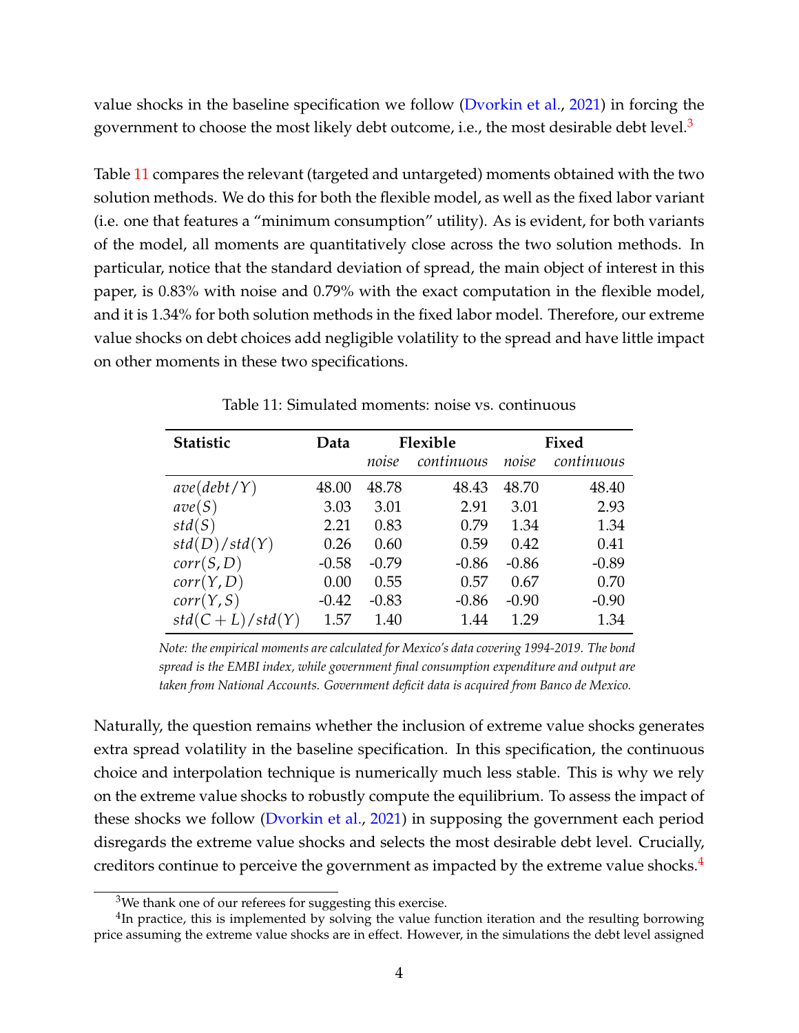value shocks in the baseline specification we follow (Dvorkin et al., 2021) in forcing the government to choose the most likely debt outcome, i.e., the most desirable debt level.[3]

Table 11 compares the relevant (targeted and untargeted) moments obtained with the two solution methods. We do this for both the flexible model, as well as the fixed labor variant (i.e. one that features a "minimum consumption" utility). As is evident, for both variants of the model, all moments are quantitatively close across the two solution methods. In particular, notice that the standard deviation of spread, the main object of interest in this paper, is 0.83% with noise and 0.79% with the exact computation in the flexible model, and it is 1.34% for both solution methods in the fixed labor model. Therefore, our extreme value shocks on debt choices add negligible volatility to the spread and have little impact on other moments in these two specifications.

Table 11: Simulated moments: noise vs. continuous

| **Statistic** | **Data** | **Flexible** | | **Fixed** | |
|---|---|---|---|---|---|
| | | *noise* | *continuous* | *noise* | *continuous* |
| $ave(debt/Y)$ | 48.00 | 48.78 | 48.43 | 48.70 | 48.40 |
| $ave(S)$ | 3.03 | 3.01 | 2.91 | 3.01 | 2.93 |
| $std(S)$ | 2.21 | 0.83 | 0.79 | 1.34 | 1.34 |
| $std(D)/std(Y)$ | 0.26 | 0.60 | 0.59 | 0.42 | 0.41 |
| $corr(S,D)$ | -0.58 | -0.79 | -0.86 | -0.86 | -0.89 |
| $corr(Y,D)$ | 0.00 | 0.55 | 0.57 | 0.67 | 0.70 |
| $corr(Y,S)$ | -0.42 | -0.83 | -0.86 | -0.90 | -0.90 |
| $std(C+L)/std(Y)$ | 1.57 | 1.40 | 1.44 | 1.29 | 1.34 |

*Note: the empirical moments are calculated for Mexico's data covering 1994-2019. The bond spread is the EMBI index, while government final consumption expenditure and output are taken from National Accounts. Government deficit data is acquired from Banco de Mexico.*

Naturally, the question remains whether the inclusion of extreme value shocks generates extra spread volatility in the baseline specification. In this specification, the continuous choice and interpolation technique is numerically much less stable. This is why we rely on the extreme value shocks to robustly compute the equilibrium. To assess the impact of these shocks we follow (Dvorkin et al., 2021) in supposing the government each period disregards the extreme value shocks and selects the most desirable debt level. Crucially, creditors continue to perceive the government as impacted by the extreme value shocks.[4]

[3] We thank one of our referees for suggesting this exercise.

[4] In practice, this is implemented by solving the value function iteration and the resulting borrowing price assuming the extreme value shocks are in effect. However, in the simulations the debt level assigned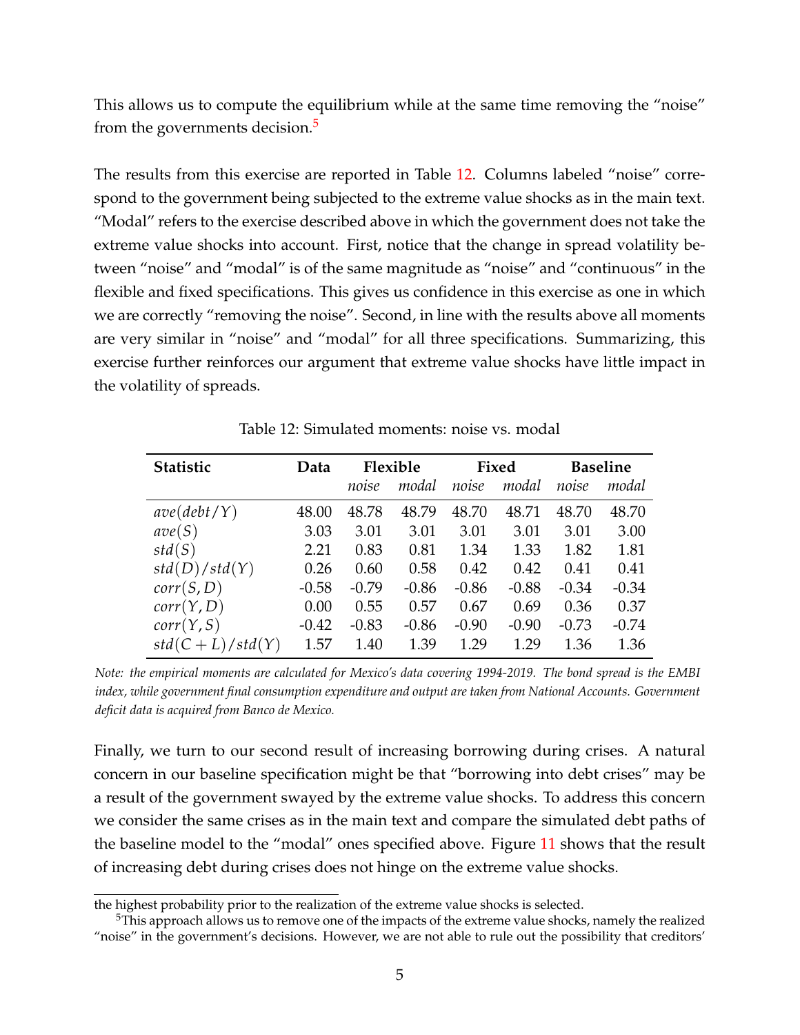This allows us to compute the equilibrium while at the same time removing the "noise" from the governments decision.[5]

The results from this exercise are reported in Table 12. Columns labeled "noise" correspond to the government being subjected to the extreme value shocks as in the main text. "Modal" refers to the exercise described above in which the government does not take the extreme value shocks into account. First, notice that the change in spread volatility between "noise" and "modal" is of the same magnitude as "noise" and "continuous" in the flexible and fixed specifications. This gives us confidence in this exercise as one in which we are correctly "removing the noise". Second, in line with the results above all moments are very similar in "noise" and "modal" for all three specifications. Summarizing, this exercise further reinforces our argument that extreme value shocks have little impact in the volatility of spreads.

Table 12: Simulated moments: noise vs. modal

| **Statistic** | **Data** | **Flexible** | | **Fixed** | | **Baseline** | |
|---|---|---|---|---|---|---|---|
| | | *noise* | *modal* | *noise* | *modal* | *noise* | *modal* |
| $ave(debt/Y)$ | 48.00 | 48.78 | 48.79 | 48.70 | 48.71 | 48.70 | 48.70 |
| $ave(S)$ | 3.03 | 3.01 | 3.01 | 3.01 | 3.01 | 3.01 | 3.00 |
| $std(S)$ | 2.21 | 0.83 | 0.81 | 1.34 | 1.33 | 1.82 | 1.81 |
| $std(D)/std(Y)$ | 0.26 | 0.60 | 0.58 | 0.42 | 0.42 | 0.41 | 0.41 |
| $corr(S, D)$ | -0.58 | -0.79 | -0.86 | -0.86 | -0.88 | -0.34 | -0.34 |
| $corr(Y, D)$ | 0.00 | 0.55 | 0.57 | 0.67 | 0.69 | 0.36 | 0.37 |
| $corr(Y, S)$ | -0.42 | -0.83 | -0.86 | -0.90 | -0.90 | -0.73 | -0.74 |
| $std(C + L)/std(Y)$ | 1.57 | 1.40 | 1.39 | 1.29 | 1.29 | 1.36 | 1.36 |

*Note: the empirical moments are calculated for Mexico's data covering 1994-2019. The bond spread is the EMBI index, while government final consumption expenditure and output are taken from National Accounts. Government deficit data is acquired from Banco de Mexico.*

Finally, we turn to our second result of increasing borrowing during crises. A natural concern in our baseline specification might be that "borrowing into debt crises" may be a result of the government swayed by the extreme value shocks. To address this concern we consider the same crises as in the main text and compare the simulated debt paths of the baseline model to the "modal" ones specified above. Figure 11 shows that the result of increasing debt during crises does not hinge on the extreme value shocks.

---

the highest probability prior to the realization of the extreme value shocks is selected.

[5] This approach allows us to remove one of the impacts of the extreme value shocks, namely the realized "noise" in the government's decisions. However, we are not able to rule out the possibility that creditors'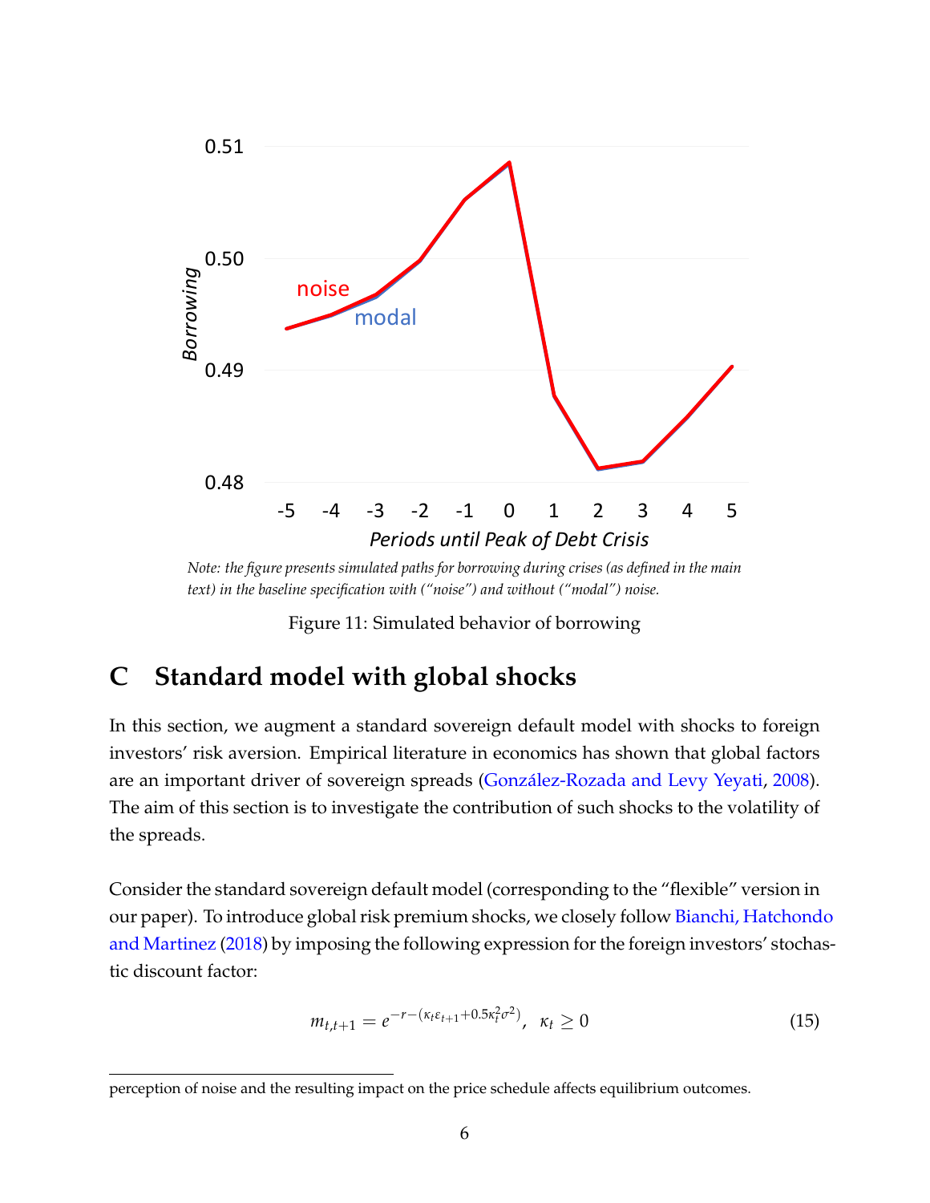*Note: the figure presents simulated paths for borrowing during crises (as defined in the main text) in the baseline specification with ("noise") and without ("modal") noise.*

Figure 11: Simulated behavior of borrowing

# C Standard model with global shocks

In this section, we augment a standard sovereign default model with shocks to foreign investors' risk aversion. Empirical literature in economics has shown that global factors are an important driver of sovereign spreads (González-Rozada and Levy Yeyati, 2008). The aim of this section is to investigate the contribution of such shocks to the volatility of the spreads.

Consider the standard sovereign default model (corresponding to the "flexible" version in our paper). To introduce global risk premium shocks, we closely follow Bianchi, Hatchondo and Martinez (2018) by imposing the following expression for the foreign investors' stochastic discount factor:

$$m_{t,t+1} = e^{-r-(\kappa_t \varepsilon_{t+1} + 0.5\kappa_t^2 \sigma^2)}, \ \ \kappa_t \geq 0 \tag{15}$$

perception of noise and the resulting impact on the price schedule affects equilibrium outcomes.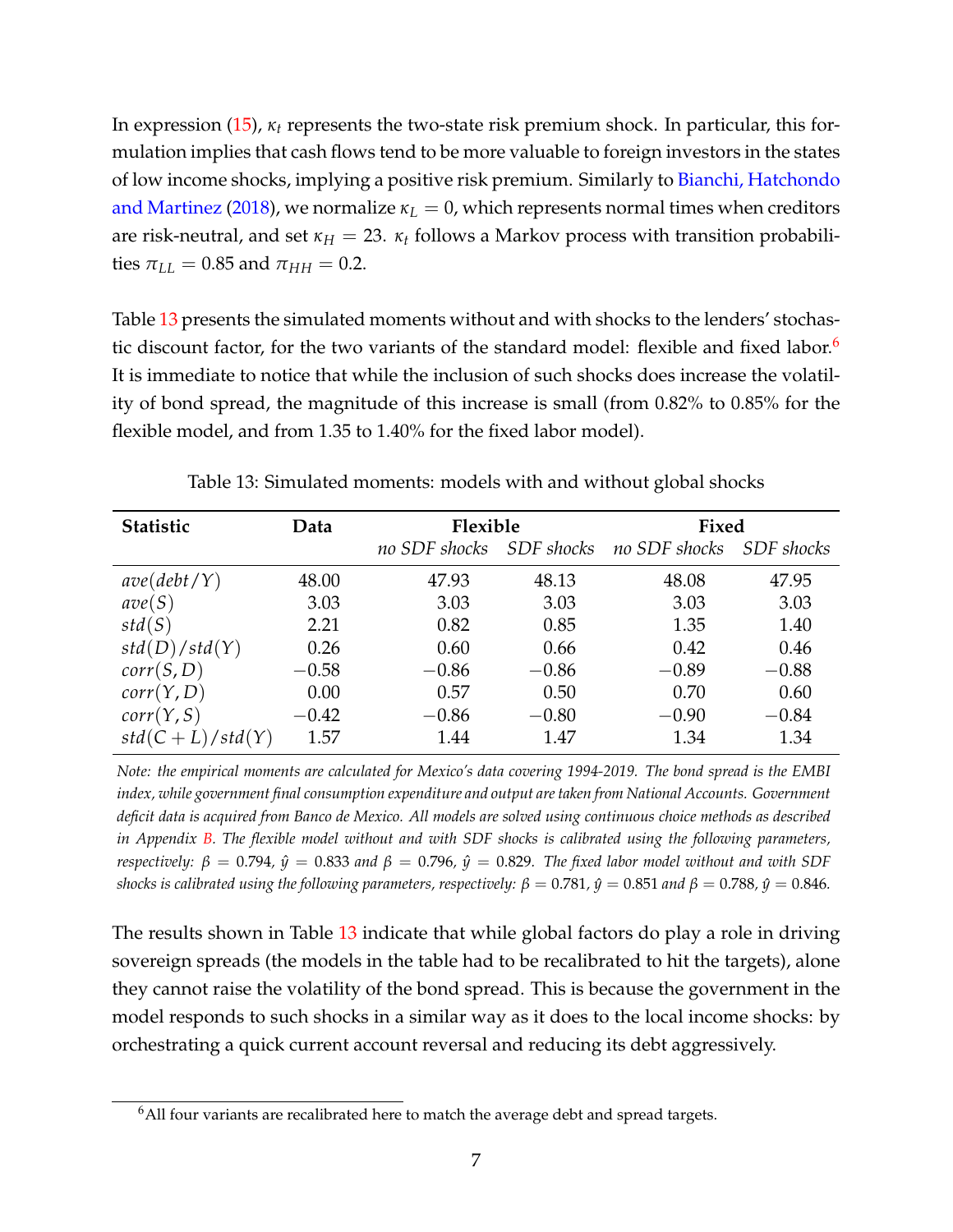In expression (15), $\kappa_t$ represents the two-state risk premium shock. In particular, this formulation implies that cash flows tend to be more valuable to foreign investors in the states of low income shocks, implying a positive risk premium. Similarly to Bianchi, Hatchondo and Martinez (2018), we normalize $\kappa_L = 0$, which represents normal times when creditors are risk-neutral, and set $\kappa_H = 23$. $\kappa_t$ follows a Markov process with transition probabilities $\pi_{LL} = 0.85$ and $\pi_{HH} = 0.2$.

Table 13 presents the simulated moments without and with shocks to the lenders' stochastic discount factor, for the two variants of the standard model: flexible and fixed labor.[6] It is immediate to notice that while the inclusion of such shocks does increase the volatility of bond spread, the magnitude of this increase is small (from 0.82% to 0.85% for the flexible model, and from 1.35 to 1.40% for the fixed labor model).

Table 13: Simulated moments: models with and without global shocks

| **Statistic** | **Data** | **Flexible** | | **Fixed** | |
|---|---|---|---|---|---|
| | | *no SDF shocks* | *SDF shocks* | *no SDF shocks* | *SDF shocks* |
| $ave(debt/Y)$ | 48.00 | 47.93 | 48.13 | 48.08 | 47.95 |
| $ave(S)$ | 3.03 | 3.03 | 3.03 | 3.03 | 3.03 |
| $std(S)$ | 2.21 | 0.82 | 0.85 | 1.35 | 1.40 |
| $std(D)/std(Y)$ | 0.26 | 0.60 | 0.66 | 0.42 | 0.46 |
| $corr(S,D)$ | $-0.58$ | $-0.86$ | $-0.86$ | $-0.89$ | $-0.88$ |
| $corr(Y,D)$ | 0.00 | 0.57 | 0.50 | 0.70 | 0.60 |
| $corr(Y,S)$ | $-0.42$ | $-0.86$ | $-0.80$ | $-0.90$ | $-0.84$ |
| $std(C+L)/std(Y)$ | 1.57 | 1.44 | 1.47 | 1.34 | 1.34 |

*Note: the empirical moments are calculated for Mexico's data covering 1994-2019. The bond spread is the EMBI index, while government final consumption expenditure and output are taken from National Accounts. Government deficit data is acquired from Banco de Mexico. All models are solved using continuous choice methods as described in Appendix B. The flexible model without and with SDF shocks is calibrated using the following parameters, respectively: $\beta = 0.794$, $\hat{y} = 0.833$ and $\beta = 0.796$, $\hat{y} = 0.829$. The fixed labor model without and with SDF shocks is calibrated using the following parameters, respectively: $\beta = 0.781$, $\hat{y} = 0.851$ and $\beta = 0.788$, $\hat{y} = 0.846$.*

The results shown in Table 13 indicate that while global factors do play a role in driving sovereign spreads (the models in the table had to be recalibrated to hit the targets), alone they cannot raise the volatility of the bond spread. This is because the government in the model responds to such shocks in a similar way as it does to the local income shocks: by orchestrating a quick current account reversal and reducing its debt aggressively.

[6] All four variants are recalibrated here to match the average debt and spread targets.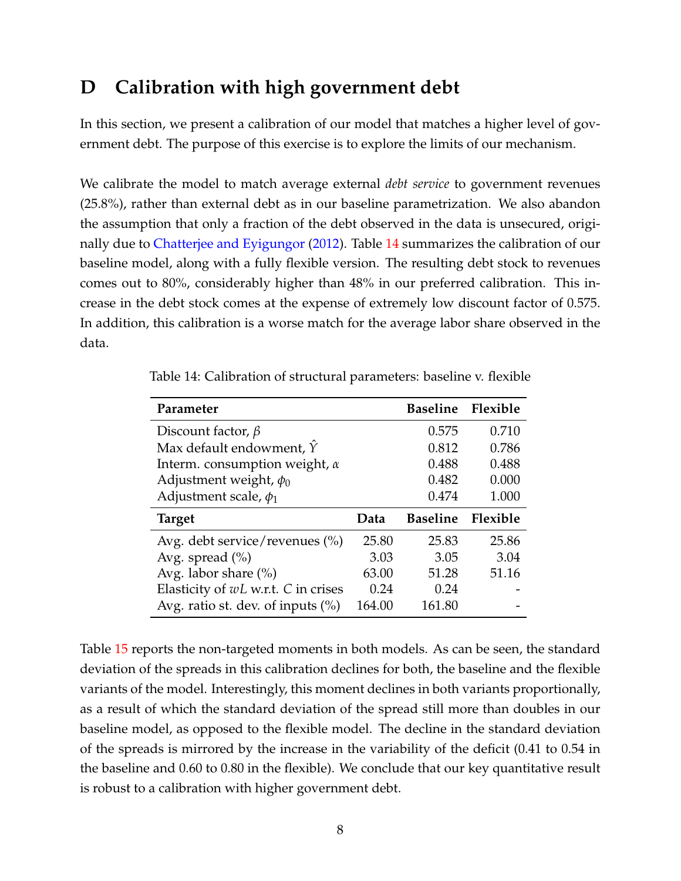# D Calibration with high government debt

In this section, we present a calibration of our model that matches a higher level of government debt. The purpose of this exercise is to explore the limits of our mechanism.

We calibrate the model to match average external *debt service* to government revenues (25.8%), rather than external debt as in our baseline parametrization. We also abandon the assumption that only a fraction of the debt observed in the data is unsecured, originally due to Chatterjee and Eyigungor (2012). Table 14 summarizes the calibration of our baseline model, along with a fully flexible version. The resulting debt stock to revenues comes out to 80%, considerably higher than 48% in our preferred calibration. This increase in the debt stock comes at the expense of extremely low discount factor of 0.575. In addition, this calibration is a worse match for the average labor share observed in the data.

Table 14: Calibration of structural parameters: baseline v. flexible

| **Parameter** | | **Baseline** | **Flexible** |
|---|---|---|---|
| Discount factor, $\beta$ | | 0.575 | 0.710 |
| Max default endowment, $\hat{Y}$ | | 0.812 | 0.786 |
| Interm. consumption weight, $\alpha$ | | 0.488 | 0.488 |
| Adjustment weight, $\phi_0$ | | 0.482 | 0.000 |
| Adjustment scale, $\phi_1$ | | 0.474 | 1.000 |
| **Target** | **Data** | **Baseline** | **Flexible** |
| Avg. debt service/revenues (%) | 25.80 | 25.83 | 25.86 |
| Avg. spread (%) | 3.03 | 3.05 | 3.04 |
| Avg. labor share (%) | 63.00 | 51.28 | 51.16 |
| Elasticity of $wL$ w.r.t. $C$ in crises | 0.24 | 0.24 | - |
| Avg. ratio st. dev. of inputs (%) | 164.00 | 161.80 | - |

Table 15 reports the non-targeted moments in both models. As can be seen, the standard deviation of the spreads in this calibration declines for both, the baseline and the flexible variants of the model. Interestingly, this moment declines in both variants proportionally, as a result of which the standard deviation of the spread still more than doubles in our baseline model, as opposed to the flexible model. The decline in the standard deviation of the spreads is mirrored by the increase in the variability of the deficit (0.41 to 0.54 in the baseline and 0.60 to 0.80 in the flexible). We conclude that our key quantitative result is robust to a calibration with higher government debt.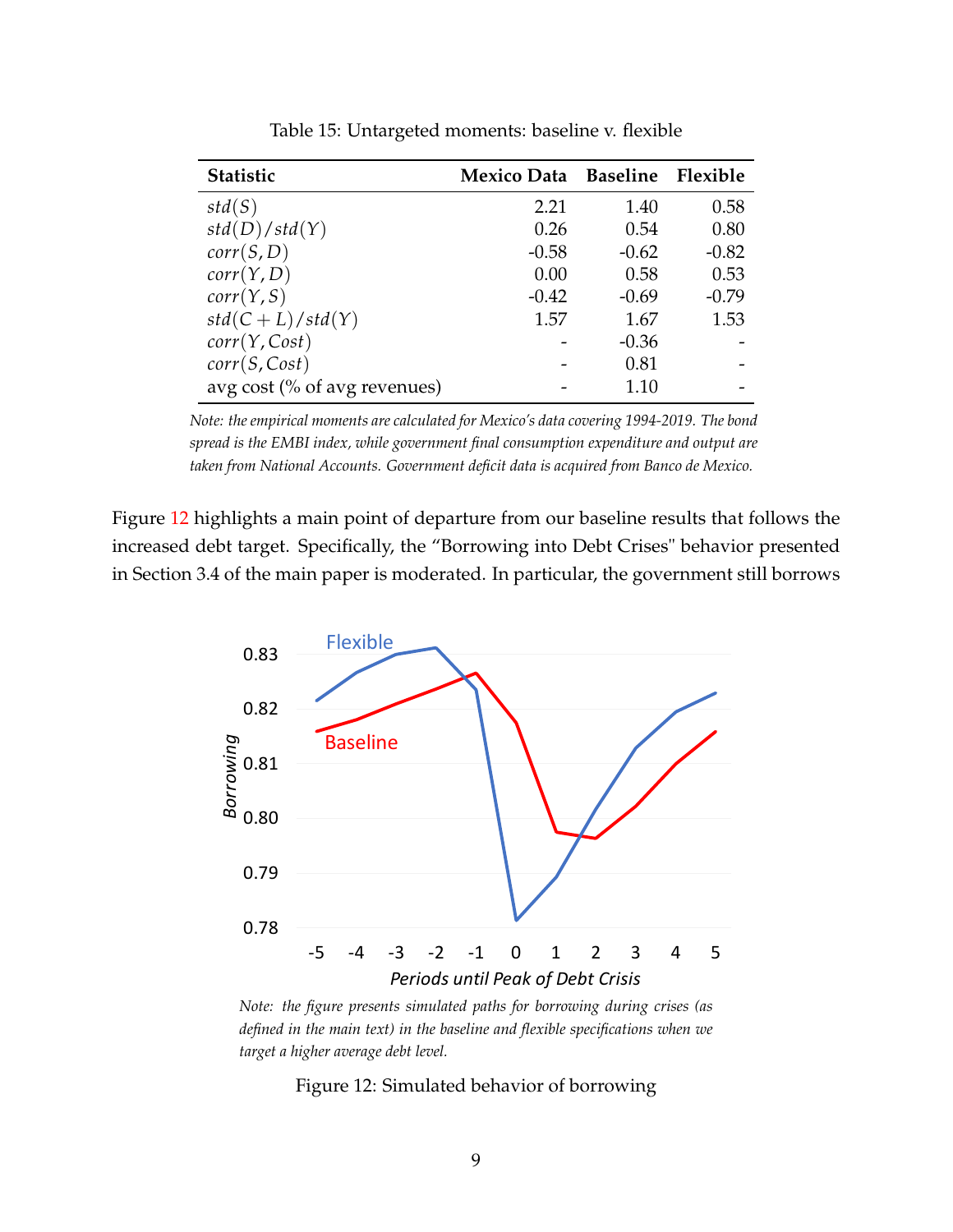Table 15: Untargeted moments: baseline v. flexible

| Statistic | Mexico Data | Baseline | Flexible |
|---|---|---|---|
| $std(S)$ | 2.21 | 1.40 | 0.58 |
| $std(D)/std(Y)$ | 0.26 | 0.54 | 0.80 |
| $corr(S, D)$ | -0.58 | -0.62 | -0.82 |
| $corr(Y, D)$ | 0.00 | 0.58 | 0.53 |
| $corr(Y, S)$ | -0.42 | -0.69 | -0.79 |
| $std(C + L)/std(Y)$ | 1.57 | 1.67 | 1.53 |
| $corr(Y, Cost)$ | - | -0.36 | - |
| $corr(S, Cost)$ | - | 0.81 | - |
| avg cost (% of avg revenues) | - | 1.10 | - |

*Note: the empirical moments are calculated for Mexico's data covering 1994-2019. The bond spread is the EMBI index, while government final consumption expenditure and output are taken from National Accounts. Government deficit data is acquired from Banco de Mexico.*

Figure 12 highlights a main point of departure from our baseline results that follows the increased debt target. Specifically, the "Borrowing into Debt Crises" behavior presented in Section 3.4 of the main paper is moderated. In particular, the government still borrows

*Note: the figure presents simulated paths for borrowing during crises (as defined in the main text) in the baseline and flexible specifications when we target a higher average debt level.*

Figure 12: Simulated behavior of borrowing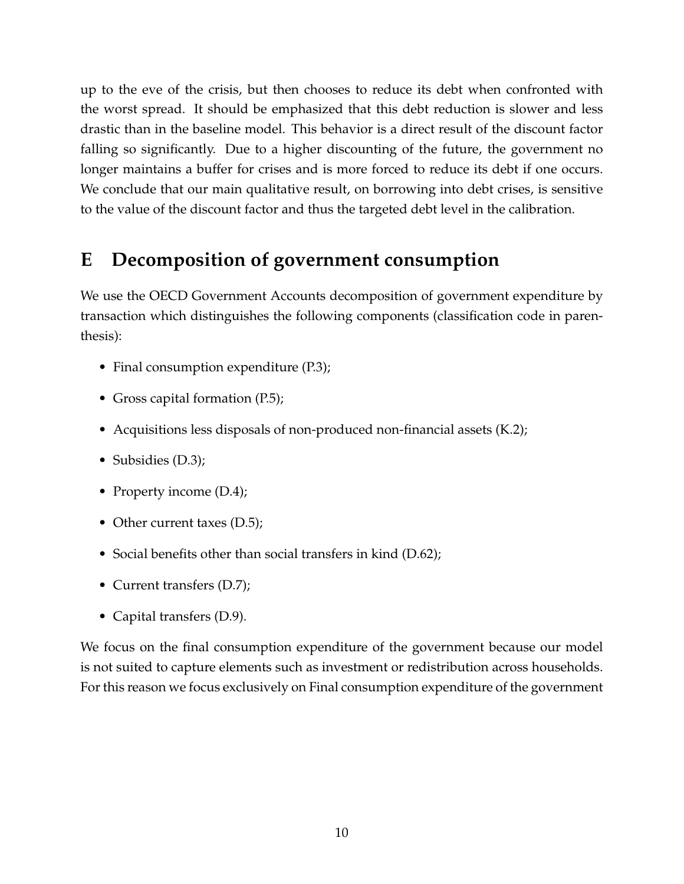up to the eve of the crisis, but then chooses to reduce its debt when confronted with the worst spread. It should be emphasized that this debt reduction is slower and less drastic than in the baseline model. This behavior is a direct result of the discount factor falling so significantly. Due to a higher discounting of the future, the government no longer maintains a buffer for crises and is more forced to reduce its debt if one occurs. We conclude that our main qualitative result, on borrowing into debt crises, is sensitive to the value of the discount factor and thus the targeted debt level in the calibration.

# E Decomposition of government consumption

We use the OECD Government Accounts decomposition of government expenditure by transaction which distinguishes the following components (classification code in parenthesis):

- Final consumption expenditure (P.3);
- Gross capital formation (P.5);
- Acquisitions less disposals of non-produced non-financial assets (K.2);
- Subsidies (D.3);
- Property income (D.4);
- Other current taxes (D.5);
- Social benefits other than social transfers in kind (D.62);
- Current transfers (D.7);
- Capital transfers (D.9).

We focus on the final consumption expenditure of the government because our model is not suited to capture elements such as investment or redistribution across households. For this reason we focus exclusively on Final consumption expenditure of the government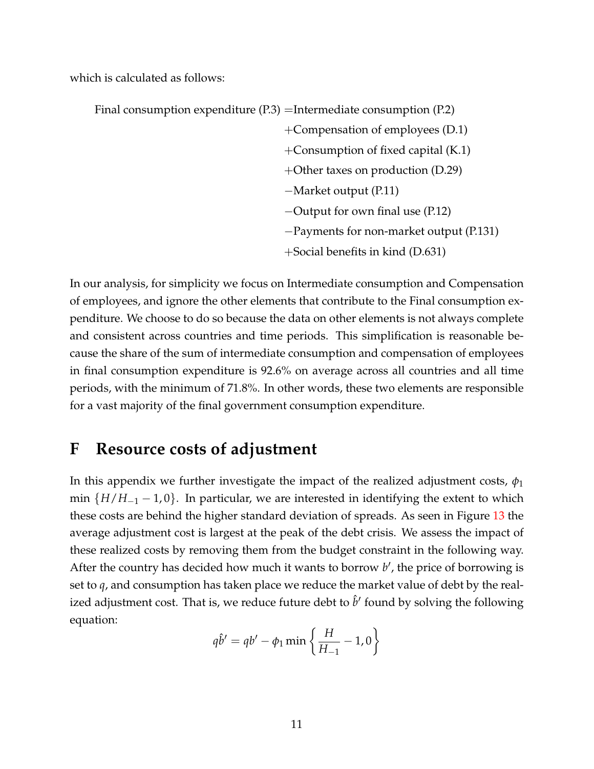which is calculated as follows:

$$
\begin{aligned}
\text{Final consumption expenditure (P.3)} =& \text{Intermediate consumption (P.2)} \\
&+ \text{Compensation of employees (D.1)} \\
&+ \text{Consumption of fixed capital (K.1)} \\
&+ \text{Other taxes on production (D.29)} \\
&- \text{Market output (P.11)} \\
&- \text{Output for own final use (P.12)} \\
&- \text{Payments for non-market output (P.131)} \\
&+ \text{Social benefits in kind (D.631)}
\end{aligned}
$$

In our analysis, for simplicity we focus on Intermediate consumption and Compensation of employees, and ignore the other elements that contribute to the Final consumption expenditure. We choose to do so because the data on other elements is not always complete and consistent across countries and time periods. This simplification is reasonable because the share of the sum of intermediate consumption and compensation of employees in final consumption expenditure is 92.6% on average across all countries and all time periods, with the minimum of 71.8%. In other words, these two elements are responsible for a vast majority of the final government consumption expenditure.

# F Resource costs of adjustment

In this appendix we further investigate the impact of the realized adjustment costs, $\phi_1 \min\{H/H_{-1} - 1, 0\}$. In particular, we are interested in identifying the extent to which these costs are behind the higher standard deviation of spreads. As seen in Figure 13 the average adjustment cost is largest at the peak of the debt crisis. We assess the impact of these realized costs by removing them from the budget constraint in the following way. After the country has decided how much it wants to borrow $b'$, the price of borrowing is set to $q$, and consumption has taken place we reduce the market value of debt by the realized adjustment cost. That is, we reduce future debt to $\hat{b}'$ found by solving the following equation:

$$
q\hat{b}' = qb' - \phi_1 \min\left\{\frac{H}{H_{-1}} - 1, 0\right\}
$$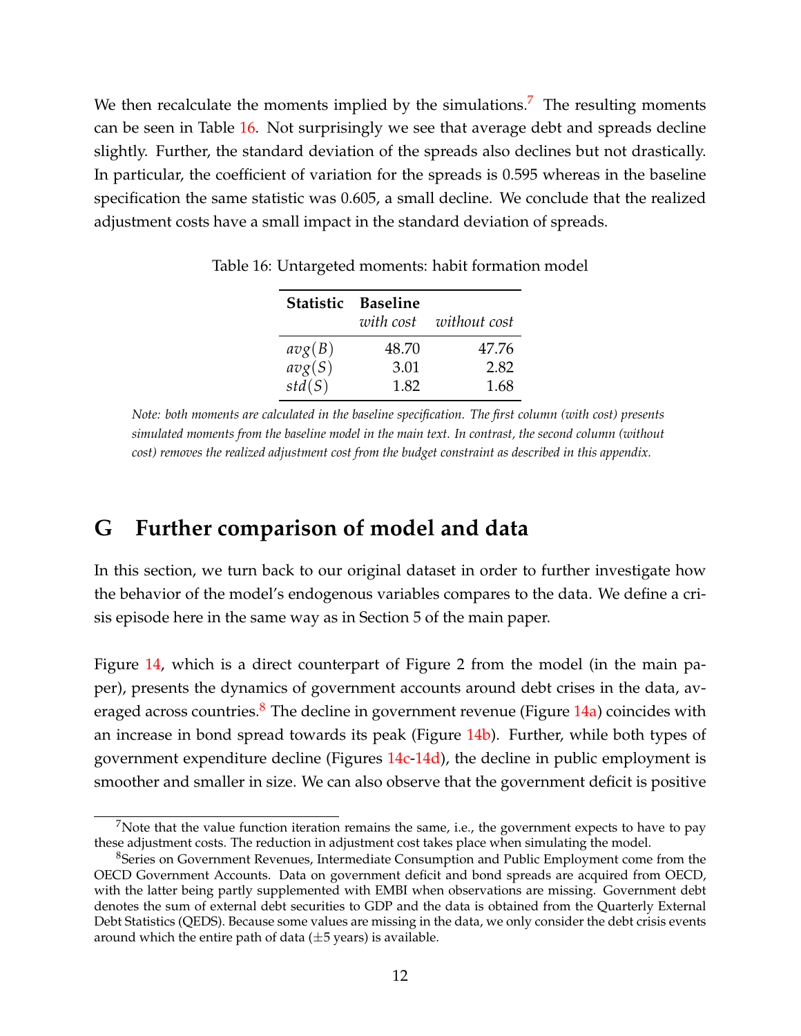We then recalculate the moments implied by the simulations.[7] The resulting moments can be seen in Table 16. Not surprisingly we see that average debt and spreads decline slightly. Further, the standard deviation of the spreads also declines but not drastically. In particular, the coefficient of variation for the spreads is 0.595 whereas in the baseline specification the same statistic was 0.605, a small decline. We conclude that the realized adjustment costs have a small impact in the standard deviation of spreads.

Table 16: Untargeted moments: habit formation model

| Statistic | Baseline *with cost* | *without cost* |
|---|---|---|
| $avg(B)$ | 48.70 | 47.76 |
| $avg(S)$ | 3.01 | 2.82 |
| $std(S)$ | 1.82 | 1.68 |

*Note: both moments are calculated in the baseline specification. The first column (with cost) presents simulated moments from the baseline model in the main text. In contrast, the second column (without cost) removes the realized adjustment cost from the budget constraint as described in this appendix.*

# G Further comparison of model and data

In this section, we turn back to our original dataset in order to further investigate how the behavior of the model's endogenous variables compares to the data. We define a crisis episode here in the same way as in Section 5 of the main paper.

Figure 14, which is a direct counterpart of Figure 2 from the model (in the main paper), presents the dynamics of government accounts around debt crises in the data, averaged across countries.[8] The decline in government revenue (Figure 14a) coincides with an increase in bond spread towards its peak (Figure 14b). Further, while both types of government expenditure decline (Figures 14c-14d), the decline in public employment is smoother and smaller in size. We can also observe that the government deficit is positive

[7]Note that the value function iteration remains the same, i.e., the government expects to have to pay these adjustment costs. The reduction in adjustment cost takes place when simulating the model.

[8]Series on Government Revenues, Intermediate Consumption and Public Employment come from the OECD Government Accounts. Data on government deficit and bond spreads are acquired from OECD, with the latter being partly supplemented with EMBI when observations are missing. Government debt denotes the sum of external debt securities to GDP and the data is obtained from the Quarterly External Debt Statistics (QEDS). Because some values are missing in the data, we only consider the debt crisis events around which the entire path of data ($\pm$5 years) is available.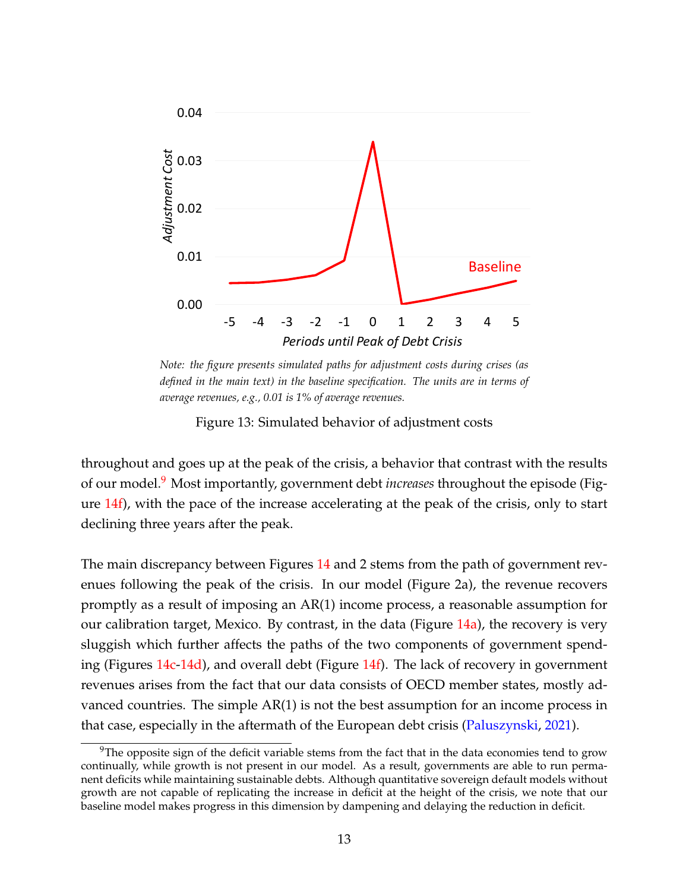*Note: the figure presents simulated paths for adjustment costs during crises (as defined in the main text) in the baseline specification. The units are in terms of average revenues, e.g., 0.01 is 1% of average revenues.*

Figure 13: Simulated behavior of adjustment costs

throughout and goes up at the peak of the crisis, a behavior that contrast with the results of our model.[9] Most importantly, government debt *increases* throughout the episode (Figure 14f), with the pace of the increase accelerating at the peak of the crisis, only to start declining three years after the peak.

The main discrepancy between Figures 14 and 2 stems from the path of government revenues following the peak of the crisis. In our model (Figure 2a), the revenue recovers promptly as a result of imposing an AR(1) income process, a reasonable assumption for our calibration target, Mexico. By contrast, in the data (Figure 14a), the recovery is very sluggish which further affects the paths of the two components of government spending (Figures 14c-14d), and overall debt (Figure 14f). The lack of recovery in government revenues arises from the fact that our data consists of OECD member states, mostly advanced countries. The simple AR(1) is not the best assumption for an income process in that case, especially in the aftermath of the European debt crisis (Paluszynski, 2021).

[9] The opposite sign of the deficit variable stems from the fact that in the data economies tend to grow continually, while growth is not present in our model. As a result, governments are able to run permanent deficits while maintaining sustainable debts. Although quantitative sovereign default models without growth are not capable of replicating the increase in deficit at the height of the crisis, we note that our baseline model makes progress in this dimension by dampening and delaying the reduction in deficit.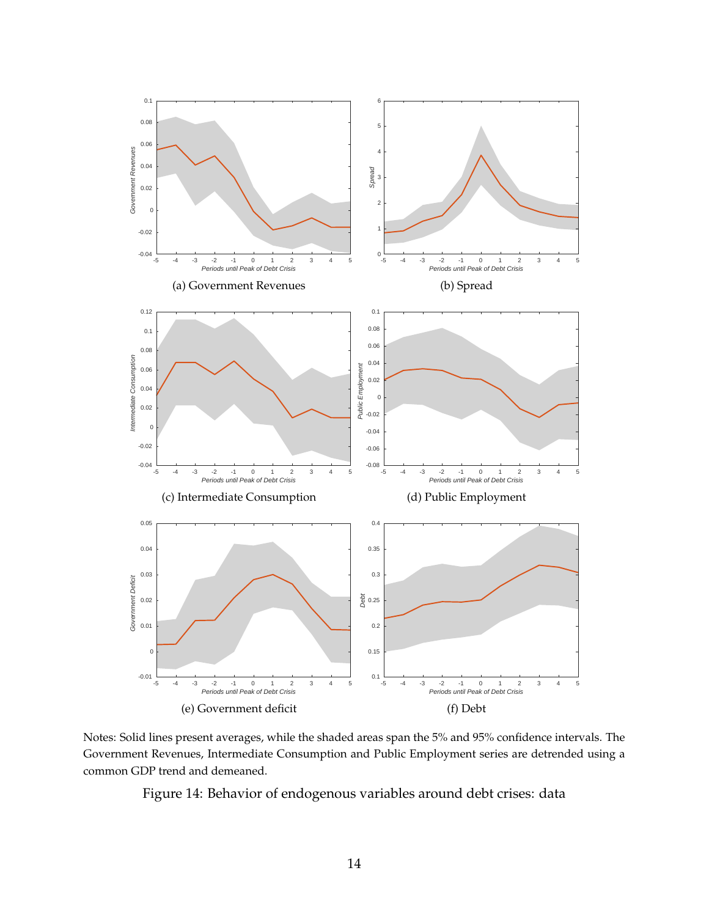(a) Government Revenues

(b) Spread

(c) Intermediate Consumption

(d) Public Employment

(e) Government deficit

(f) Debt

Notes: Solid lines present averages, while the shaded areas span the 5% and 95% confidence intervals. The Government Revenues, Intermediate Consumption and Public Employment series are detrended using a common GDP trend and demeaned.

Figure 14: Behavior of endogenous variables around debt crises: data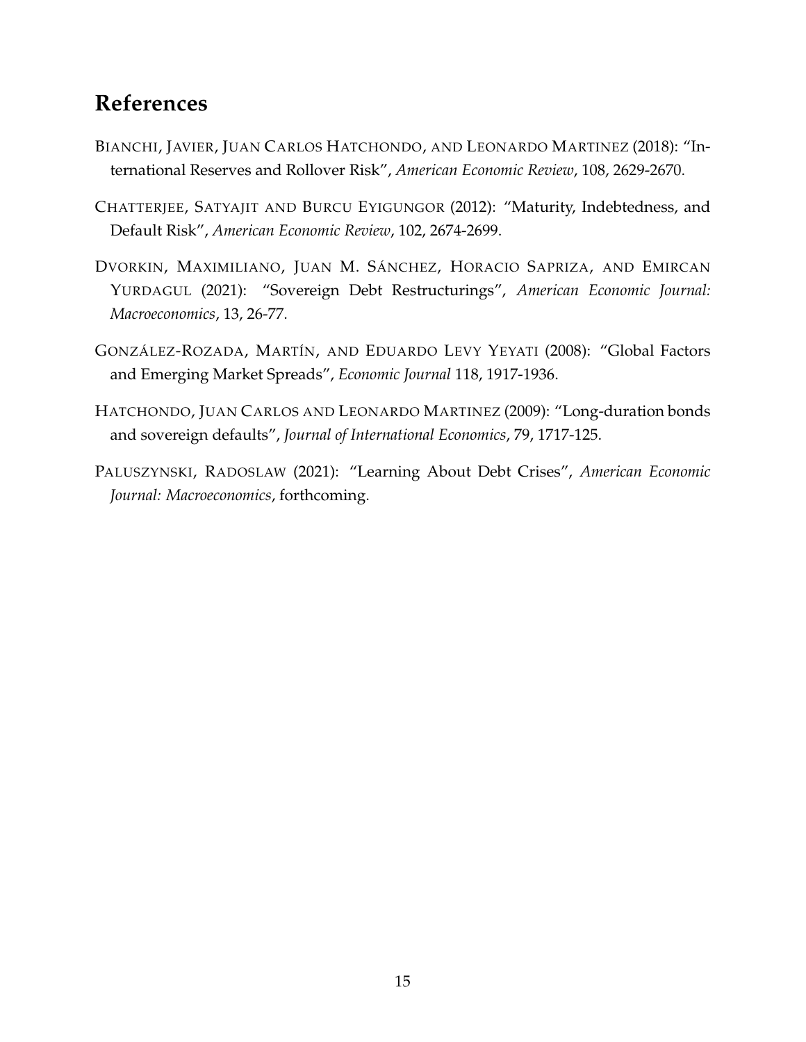## References

BIANCHI, JAVIER, JUAN CARLOS HATCHONDO, AND LEONARDO MARTINEZ (2018): "International Reserves and Rollover Risk", *American Economic Review*, 108, 2629-2670.

CHATTERJEE, SATYAJIT AND BURCU EYIGUNGOR (2012): "Maturity, Indebtedness, and Default Risk", *American Economic Review*, 102, 2674-2699.

DVORKIN, MAXIMILIANO, JUAN M. SÁNCHEZ, HORACIO SAPRIZA, AND EMIRCAN YURDAGUL (2021): "Sovereign Debt Restructurings", *American Economic Journal: Macroeconomics*, 13, 26-77.

GONZÁLEZ-ROZADA, MARTÍN, AND EDUARDO LEVY YEYATI (2008): "Global Factors and Emerging Market Spreads", *Economic Journal* 118, 1917-1936.

HATCHONDO, JUAN CARLOS AND LEONARDO MARTINEZ (2009): "Long-duration bonds and sovereign defaults", *Journal of International Economics*, 79, 1717-125.

PALUSZYNSKI, RADOSLAW (2021): "Learning About Debt Crises", *American Economic Journal: Macroeconomics*, forthcoming.